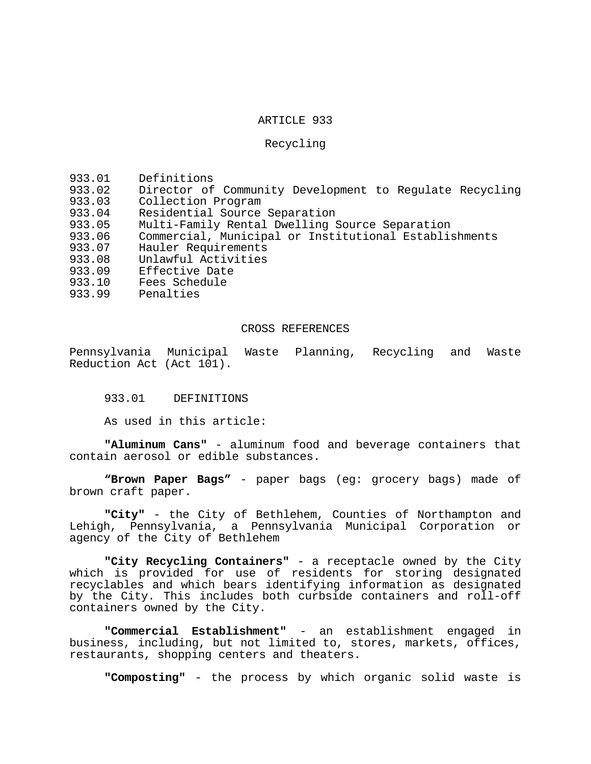# ARTICLE 933

## Recycling

- 933.01 Definitions
- 933.02 Director of Community Development to Regulate Recycling
- 933.03 Collection Program
- 933.04 Residential Source Separation
- 933.05 Multi-Family Rental Dwelling Source Separation
- 933.06 Commercial, Municipal or Institutional Establishments
- 933.07 Hauler Requirements
- 933.08 Unlawful Activities
- 933.09 Effective Date
- 933.10 Fees Schedule
- 933.99 Penalties

### CROSS REFERENCES

Pennsylvania Municipal Waste Planning, Recycling and Waste Reduction Act (Act 101).

### 933.01 DEFINITIONS

As used in this article:

**"Aluminum Cans"** - aluminum food and beverage containers that contain aerosol or edible substances.

**“Brown Paper Bags”** - paper bags (eg: grocery bags) made of brown craft paper.

**"City"** - the City of Bethlehem, Counties of Northampton and Lehigh, Pennsylvania, a Pennsylvania Municipal Corporation or agency of the City of Bethlehem

**"City Recycling Containers"** - a receptacle owned by the City which is provided for use of residents for storing designated recyclables and which bears identifying information as designated by the City. This includes both curbside containers and roll-off containers owned by the City.

**"Commercial Establishment"** - an establishment engaged in business, including, but not limited to, stores, markets, offices, restaurants, shopping centers and theaters.

**"Composting"** - the process by which organic solid waste is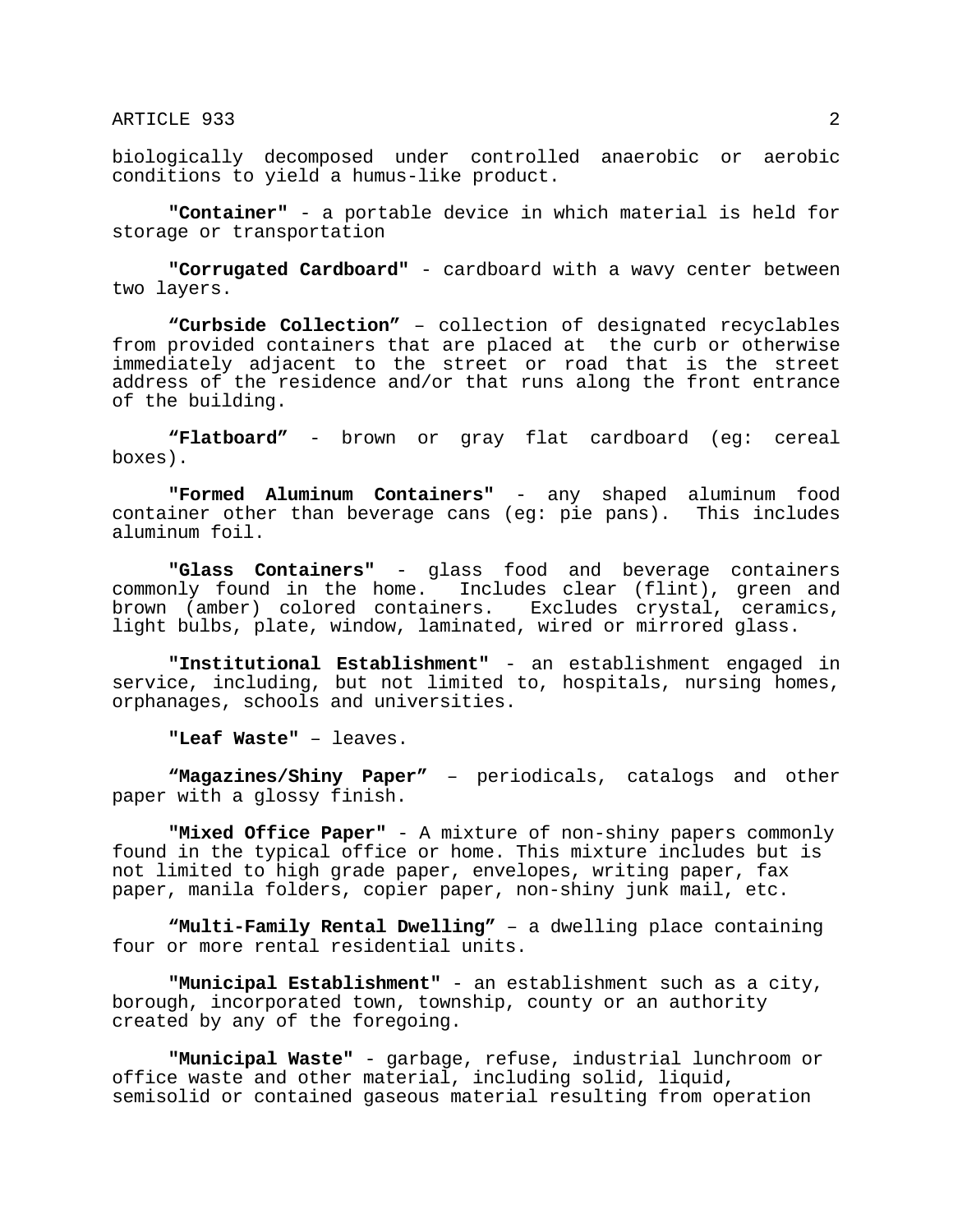biologically decomposed under controlled anaerobic or aerobic conditions to yield a humus-like product.

**"Container"** - a portable device in which material is held for storage or transportation

**"Corrugated Cardboard"** - cardboard with a wavy center between two layers.

**“Curbside Collection”** – collection of designated recyclables from provided containers that are placed at the curb or otherwise immediately adjacent to the street or road that is the street address of the residence and/or that runs along the front entrance of the building.

**“Flatboard”** - brown or gray flat cardboard (eg: cereal boxes).

**"Formed Aluminum Containers"** - any shaped aluminum food container other than beverage cans (eg: pie pans). This includes aluminum foil.

**"Glass Containers"** - glass food and beverage containers commonly found in the home. Includes clear (flint), green and brown (amber) colored containers. Excludes crystal, ceramics, light bulbs, plate, window, laminated, wired or mirrored glass.

**"Institutional Establishment"** - an establishment engaged in service, including, but not limited to, hospitals, nursing homes, orphanages, schools and universities.

**"Leaf Waste"** – leaves.

**“Magazines/Shiny Paper”** – periodicals, catalogs and other paper with a glossy finish.

**"Mixed Office Paper"** - A mixture of non-shiny papers commonly found in the typical office or home. This mixture includes but is not limited to high grade paper, envelopes, writing paper, fax paper, manila folders, copier paper, non-shiny junk mail, etc.

**“Multi-Family Rental Dwelling”** – a dwelling place containing four or more rental residential units.

**"Municipal Establishment"** - an establishment such as a city, borough, incorporated town, township, county or an authority created by any of the foregoing.

**"Municipal Waste"** - garbage, refuse, industrial lunchroom or office waste and other material, including solid, liquid, semisolid or contained gaseous material resulting from operation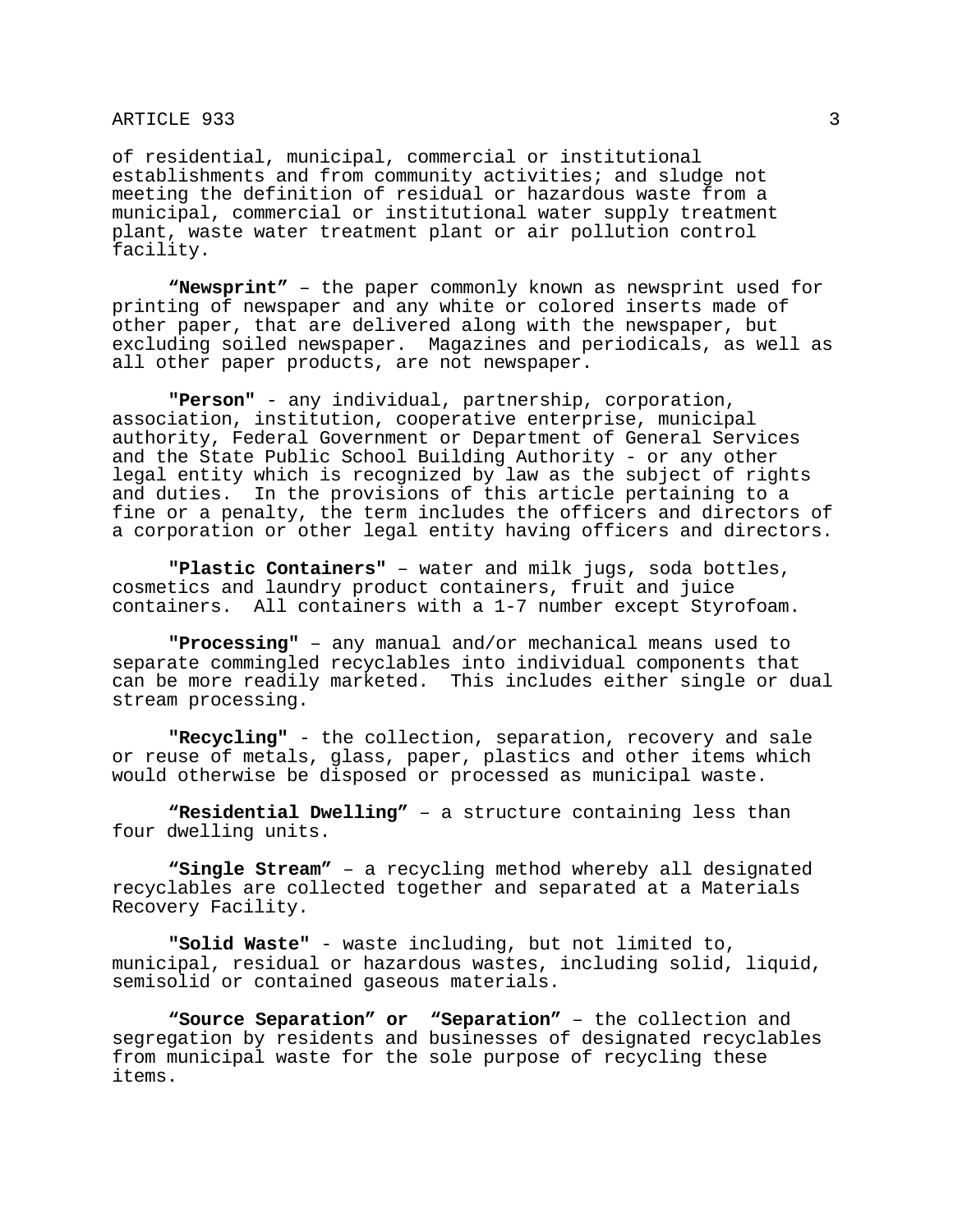of residential, municipal, commercial or institutional establishments and from community activities; and sludge not meeting the definition of residual or hazardous waste from a municipal, commercial or institutional water supply treatment plant, waste water treatment plant or air pollution control facility.

**“Newsprint”** – the paper commonly known as newsprint used for printing of newspaper and any white or colored inserts made of other paper, that are delivered along with the newspaper, but excluding soiled newspaper. Magazines and periodicals, as well as all other paper products, are not newspaper.

**"Person"** - any individual, partnership, corporation, association, institution, cooperative enterprise, municipal authority, Federal Government or Department of General Services and the State Public School Building Authority - or any other legal entity which is recognized by law as the subject of rights and duties. In the provisions of this article pertaining to a fine or a penalty, the term includes the officers and directors of a corporation or other legal entity having officers and directors.

**"Plastic Containers"** – water and milk jugs, soda bottles, cosmetics and laundry product containers, fruit and juice containers. All containers with a 1-7 number except Styrofoam.

**"Processing"** – any manual and/or mechanical means used to separate commingled recyclables into individual components that can be more readily marketed. This includes either single or dual stream processing.

**"Recycling"** - the collection, separation, recovery and sale or reuse of metals, glass, paper, plastics and other items which would otherwise be disposed or processed as municipal waste.

**“Residential Dwelling”** – a structure containing less than four dwelling units.

**“Single Stream”** – a recycling method whereby all designated recyclables are collected together and separated at a Materials Recovery Facility.

**"Solid Waste"** - waste including, but not limited to, municipal, residual or hazardous wastes, including solid, liquid, semisolid or contained gaseous materials.

**“Source Separation” or “Separation”** – the collection and segregation by residents and businesses of designated recyclables from municipal waste for the sole purpose of recycling these items.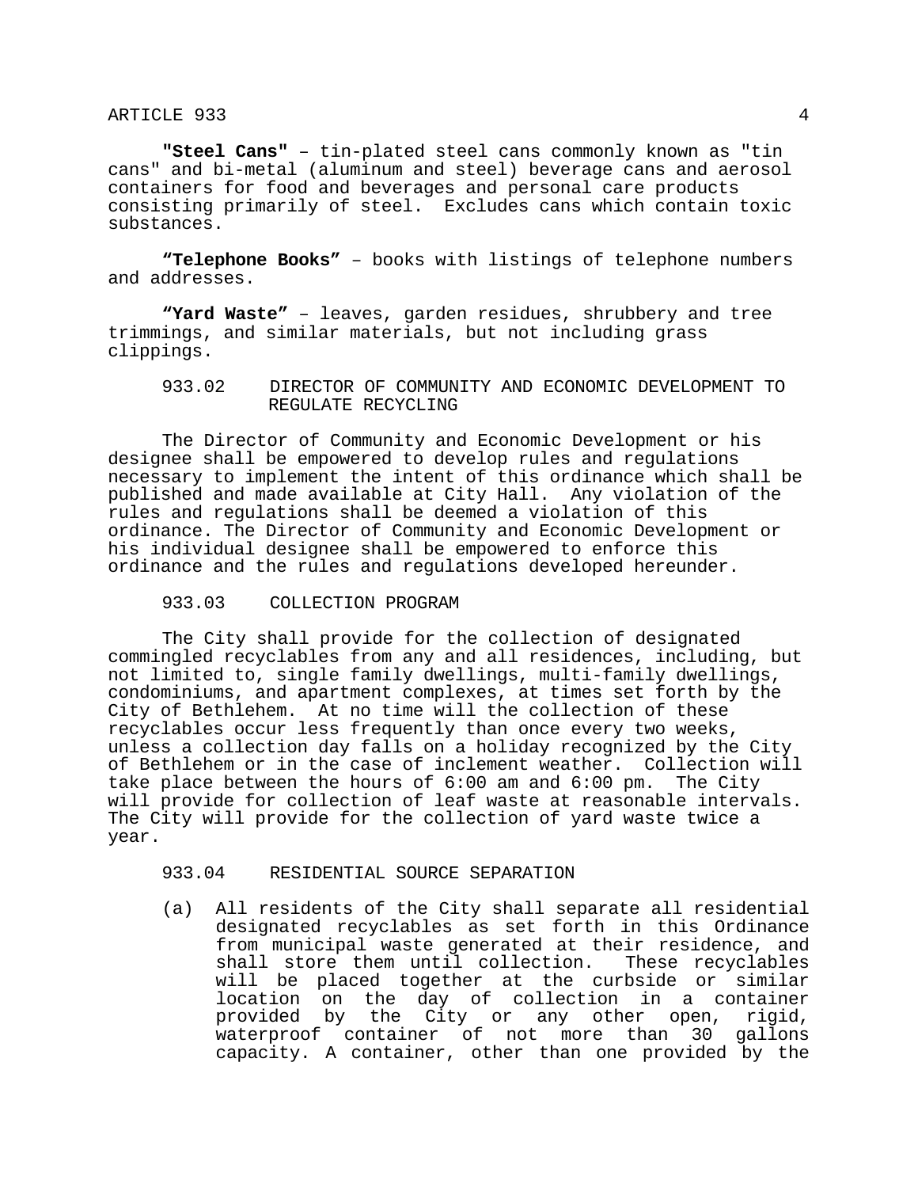**"Steel Cans"** – tin-plated steel cans commonly known as "tin cans" and bi-metal (aluminum and steel) beverage cans and aerosol containers for food and beverages and personal care products consisting primarily of steel. Excludes cans which contain toxic substances.

**"Telephone Books"** – books with listings of telephone numbers and addresses.

**"Yard Waste"** – leaves, garden residues, shrubbery and tree trimmings, and similar materials, but not including grass clippings.

### 933.02 DIRECTOR OF COMMUNITY AND ECONOMIC DEVELOPMENT TO REGULATE RECYCLING

The Director of Community and Economic Development or his designee shall be empowered to develop rules and regulations necessary to implement the intent of this ordinance which shall be published and made available at City Hall. Any violation of the rules and regulations shall be deemed a violation of this ordinance. The Director of Community and Economic Development or his individual designee shall be empowered to enforce this ordinance and the rules and regulations developed hereunder.

### 933.03 COLLECTION PROGRAM

The City shall provide for the collection of designated commingled recyclables from any and all residences, including, but not limited to, single family dwellings, multi-family dwellings, condominiums, and apartment complexes, at times set forth by the City of Bethlehem. At no time will the collection of these recyclables occur less frequently than once every two weeks, unless a collection day falls on a holiday recognized by the City of Bethlehem or in the case of inclement weather. Collection will take place between the hours of 6:00 am and 6:00 pm. The City will provide for collection of leaf waste at reasonable intervals. The City will provide for the collection of yard waste twice a year.

### 933.04 RESIDENTIAL SOURCE SEPARATION

(a) All residents of the City shall separate all residential designated recyclables as set forth in this Ordinance from municipal waste generated at their residence, and shall store them until collection. These recyclables will be placed together at the curbside or similar location on the day of collection in a container provided by the City or any other open, rigid, waterproof container of not more than 30 gallons capacity. A container, other than one provided by the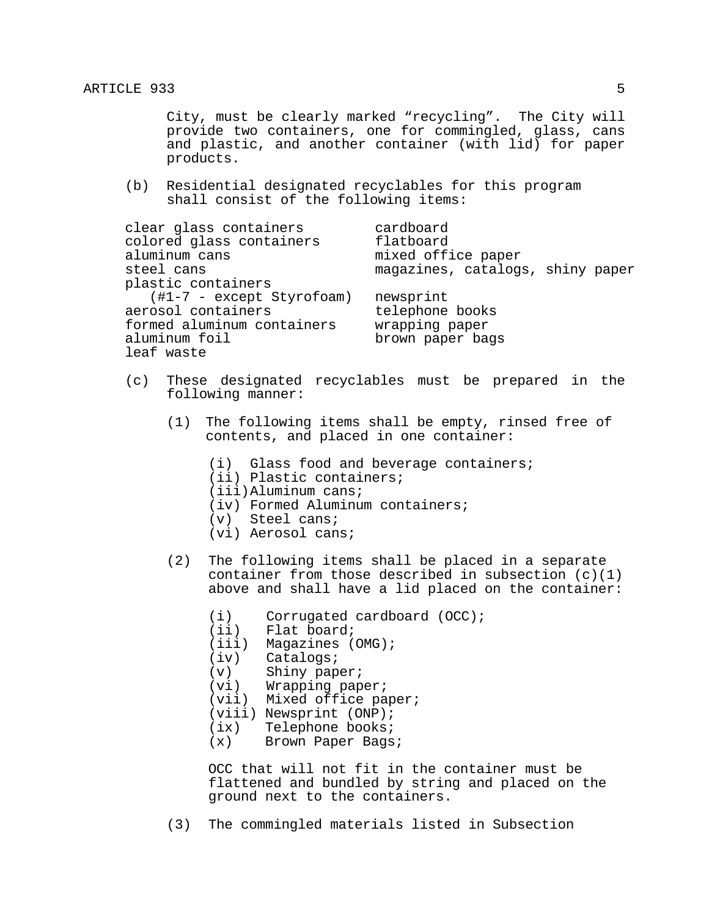City, must be clearly marked "recycling". The City will provide two containers, one for commingled, glass, cans and plastic, and another container (with lid) for paper products.

(b) Residential designated recyclables for this program shall consist of the following items:

| | |
|---|---|
| clear glass containers | cardboard |
| colored glass containers | flatboard |
| aluminum cans | mixed office paper |
| steel cans | magazines, catalogs, shiny paper |
| plastic containers (#1-7 - except Styrofoam) | newsprint |
| aerosol containers | telephone books |
| formed aluminum containers | wrapping paper |
| aluminum foil | brown paper bags |
| leaf waste | |

(c) These designated recyclables must be prepared in the following manner:

(1) The following items shall be empty, rinsed free of contents, and placed in one container:

(i) Glass food and beverage containers;
(ii) Plastic containers;
(iii) Aluminum cans;
(iv) Formed Aluminum containers;
(v) Steel cans;
(vi) Aerosol cans;

(2) The following items shall be placed in a separate container from those described in subsection (c)(1) above and shall have a lid placed on the container:

(i) Corrugated cardboard (OCC);
(ii) Flat board;
(iii) Magazines (OMG);
(iv) Catalogs;
(v) Shiny paper;
(vi) Wrapping paper;
(vii) Mixed office paper;
(viii) Newsprint (ONP);
(ix) Telephone books;
(x) Brown Paper Bags;

OCC that will not fit in the container must be flattened and bundled by string and placed on the ground next to the containers.

(3) The commingled materials listed in Subsection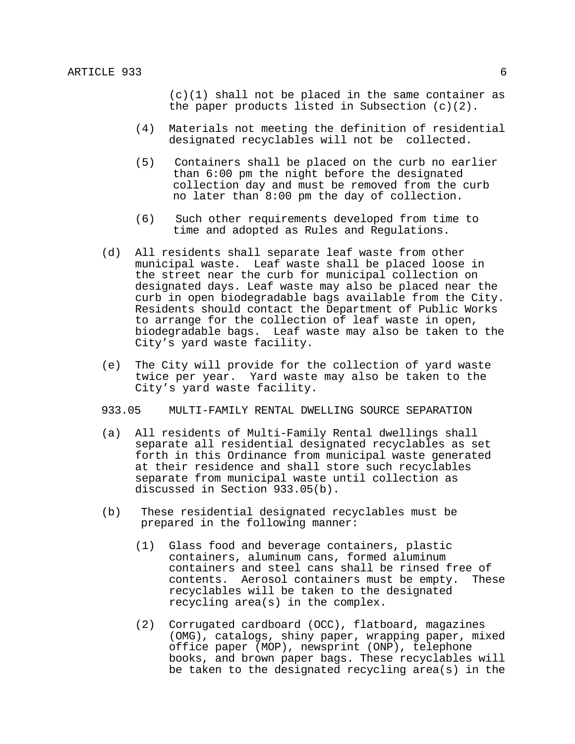(c)(1) shall not be placed in the same container as the paper products listed in Subsection (c)(2).

(4) Materials not meeting the definition of residential designated recyclables will not be collected.

(5) Containers shall be placed on the curb no earlier than 6:00 pm the night before the designated collection day and must be removed from the curb no later than 8:00 pm the day of collection.

(6) Such other requirements developed from time to time and adopted as Rules and Regulations.

(d) All residents shall separate leaf waste from other municipal waste. Leaf waste shall be placed loose in the street near the curb for municipal collection on designated days. Leaf waste may also be placed near the curb in open biodegradable bags available from the City. Residents should contact the Department of Public Works to arrange for the collection of leaf waste in open, biodegradable bags. Leaf waste may also be taken to the City's yard waste facility.

(e) The City will provide for the collection of yard waste twice per year. Yard waste may also be taken to the City's yard waste facility.

933.05 MULTI-FAMILY RENTAL DWELLING SOURCE SEPARATION

(a) All residents of Multi-Family Rental dwellings shall separate all residential designated recyclables as set forth in this Ordinance from municipal waste generated at their residence and shall store such recyclables separate from municipal waste until collection as discussed in Section 933.05(b).

(b) These residential designated recyclables must be prepared in the following manner:

(1) Glass food and beverage containers, plastic containers, aluminum cans, formed aluminum containers and steel cans shall be rinsed free of contents. Aerosol containers must be empty. These recyclables will be taken to the designated recycling area(s) in the complex.

(2) Corrugated cardboard (OCC), flatboard, magazines (OMG), catalogs, shiny paper, wrapping paper, mixed office paper (MOP), newsprint (ONP), telephone books, and brown paper bags. These recyclables will be taken to the designated recycling area(s) in the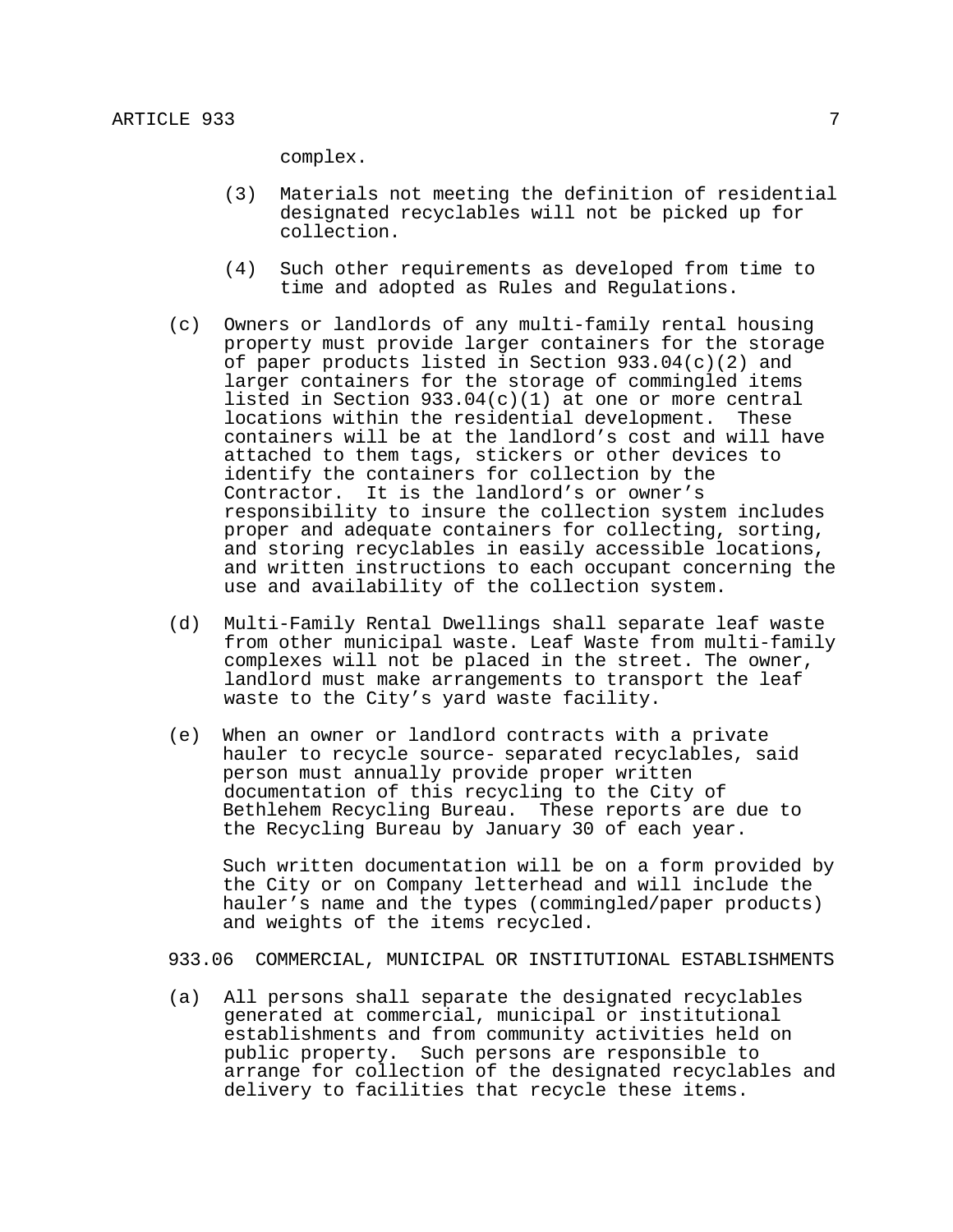complex.

(3) Materials not meeting the definition of residential designated recyclables will not be picked up for collection.

(4) Such other requirements as developed from time to time and adopted as Rules and Regulations.

(c) Owners or landlords of any multi-family rental housing property must provide larger containers for the storage of paper products listed in Section 933.04(c)(2) and larger containers for the storage of commingled items listed in Section 933.04(c)(1) at one or more central locations within the residential development. These containers will be at the landlord's cost and will have attached to them tags, stickers or other devices to identify the containers for collection by the Contractor. It is the landlord's or owner's responsibility to insure the collection system includes proper and adequate containers for collecting, sorting, and storing recyclables in easily accessible locations, and written instructions to each occupant concerning the use and availability of the collection system.

(d) Multi-Family Rental Dwellings shall separate leaf waste from other municipal waste. Leaf Waste from multi-family complexes will not be placed in the street. The owner, landlord must make arrangements to transport the leaf waste to the City's yard waste facility.

(e) When an owner or landlord contracts with a private hauler to recycle source- separated recyclables, said person must annually provide proper written documentation of this recycling to the City of Bethlehem Recycling Bureau. These reports are due to the Recycling Bureau by January 30 of each year.

Such written documentation will be on a form provided by the City or on Company letterhead and will include the hauler's name and the types (commingled/paper products) and weights of the items recycled.

933.06 COMMERCIAL, MUNICIPAL OR INSTITUTIONAL ESTABLISHMENTS

(a) All persons shall separate the designated recyclables generated at commercial, municipal or institutional establishments and from community activities held on public property. Such persons are responsible to arrange for collection of the designated recyclables and delivery to facilities that recycle these items.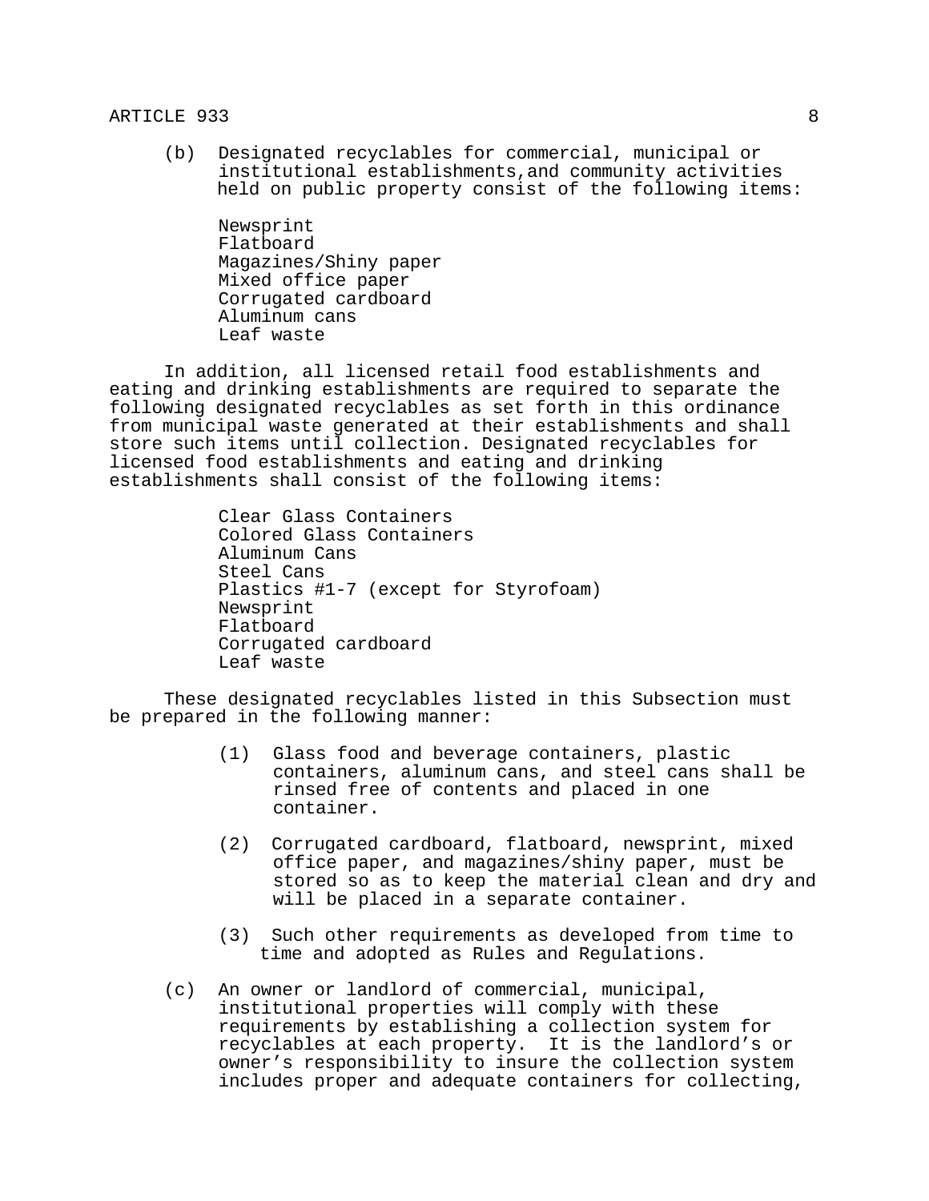(b) Designated recyclables for commercial, municipal or institutional establishments,and community activities held on public property consist of the following items:

Newsprint
Flatboard
Magazines/Shiny paper
Mixed office paper
Corrugated cardboard
Aluminum cans
Leaf waste

In addition, all licensed retail food establishments and eating and drinking establishments are required to separate the following designated recyclables as set forth in this ordinance from municipal waste generated at their establishments and shall store such items until collection. Designated recyclables for licensed food establishments and eating and drinking establishments shall consist of the following items:

Clear Glass Containers
Colored Glass Containers
Aluminum Cans
Steel Cans
Plastics #1-7 (except for Styrofoam)
Newsprint
Flatboard
Corrugated cardboard
Leaf waste

These designated recyclables listed in this Subsection must be prepared in the following manner:

(1) Glass food and beverage containers, plastic containers, aluminum cans, and steel cans shall be rinsed free of contents and placed in one container.

(2) Corrugated cardboard, flatboard, newsprint, mixed office paper, and magazines/shiny paper, must be stored so as to keep the material clean and dry and will be placed in a separate container.

(3) Such other requirements as developed from time to time and adopted as Rules and Regulations.

(c) An owner or landlord of commercial, municipal, institutional properties will comply with these requirements by establishing a collection system for recyclables at each property. It is the landlord's or owner's responsibility to insure the collection system includes proper and adequate containers for collecting,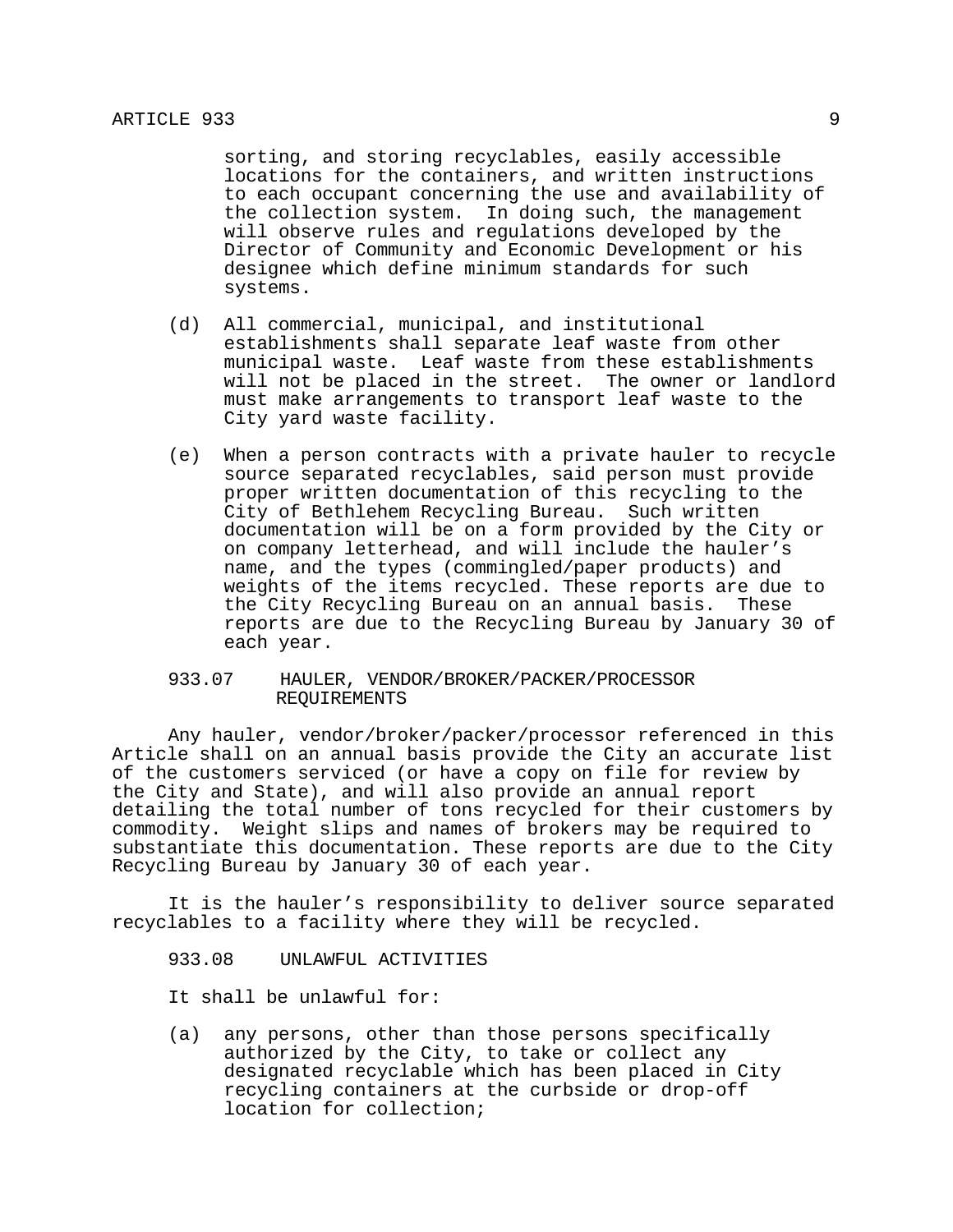sorting, and storing recyclables, easily accessible locations for the containers, and written instructions to each occupant concerning the use and availability of the collection system. In doing such, the management will observe rules and regulations developed by the Director of Community and Economic Development or his designee which define minimum standards for such systems.

(d) All commercial, municipal, and institutional establishments shall separate leaf waste from other municipal waste. Leaf waste from these establishments will not be placed in the street. The owner or landlord must make arrangements to transport leaf waste to the City yard waste facility.

(e) When a person contracts with a private hauler to recycle source separated recyclables, said person must provide proper written documentation of this recycling to the City of Bethlehem Recycling Bureau. Such written documentation will be on a form provided by the City or on company letterhead, and will include the hauler's name, and the types (commingled/paper products) and weights of the items recycled. These reports are due to the City Recycling Bureau on an annual basis. These reports are due to the Recycling Bureau by January 30 of each year.

### 933.07 HAULER, VENDOR/BROKER/PACKER/PROCESSOR REQUIREMENTS

Any hauler, vendor/broker/packer/processor referenced in this Article shall on an annual basis provide the City an accurate list of the customers serviced (or have a copy on file for review by the City and State), and will also provide an annual report detailing the total number of tons recycled for their customers by commodity. Weight slips and names of brokers may be required to substantiate this documentation. These reports are due to the City Recycling Bureau by January 30 of each year.

It is the hauler's responsibility to deliver source separated recyclables to a facility where they will be recycled.

### 933.08 UNLAWFUL ACTIVITIES

It shall be unlawful for:

(a) any persons, other than those persons specifically authorized by the City, to take or collect any designated recyclable which has been placed in City recycling containers at the curbside or drop-off location for collection;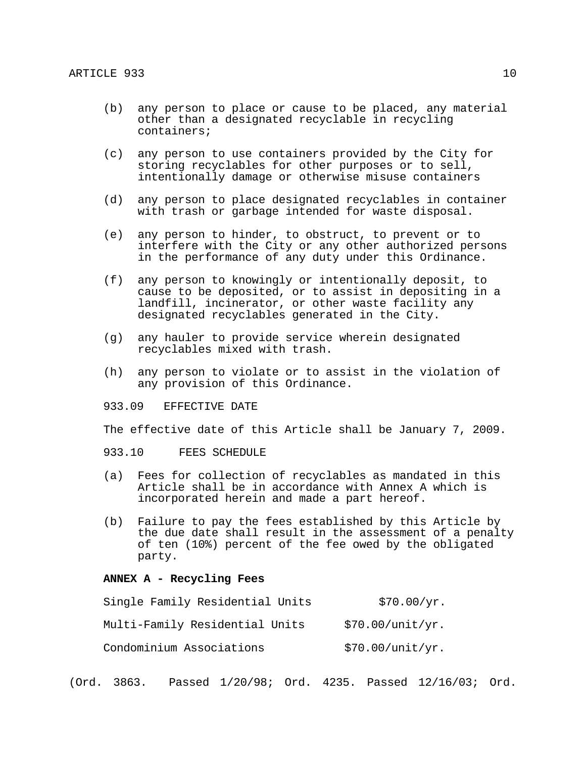(b) any person to place or cause to be placed, any material other than a designated recyclable in recycling containers;

(c) any person to use containers provided by the City for storing recyclables for other purposes or to sell, intentionally damage or otherwise misuse containers

(d) any person to place designated recyclables in container with trash or garbage intended for waste disposal.

(e) any person to hinder, to obstruct, to prevent or to interfere with the City or any other authorized persons in the performance of any duty under this Ordinance.

(f) any person to knowingly or intentionally deposit, to cause to be deposited, or to assist in depositing in a landfill, incinerator, or other waste facility any designated recyclables generated in the City.

(g) any hauler to provide service wherein designated recyclables mixed with trash.

(h) any person to violate or to assist in the violation of any provision of this Ordinance.

933.09 EFFECTIVE DATE

The effective date of this Article shall be January 7, 2009.

933.10 FEES SCHEDULE

(a) Fees for collection of recyclables as mandated in this Article shall be in accordance with Annex A which is incorporated herein and made a part hereof.

(b) Failure to pay the fees established by this Article by the due date shall result in the assessment of a penalty of ten (10%) percent of the fee owed by the obligated party.

**ANNEX A - Recycling Fees**

| | |
|---|---|
| Single Family Residential Units | $70.00/yr. |
| Multi-Family Residential Units | $70.00/unit/yr. |
| Condominium Associations | $70.00/unit/yr. |

(Ord. 3863. Passed 1/20/98; Ord. 4235. Passed 12/16/03; Ord.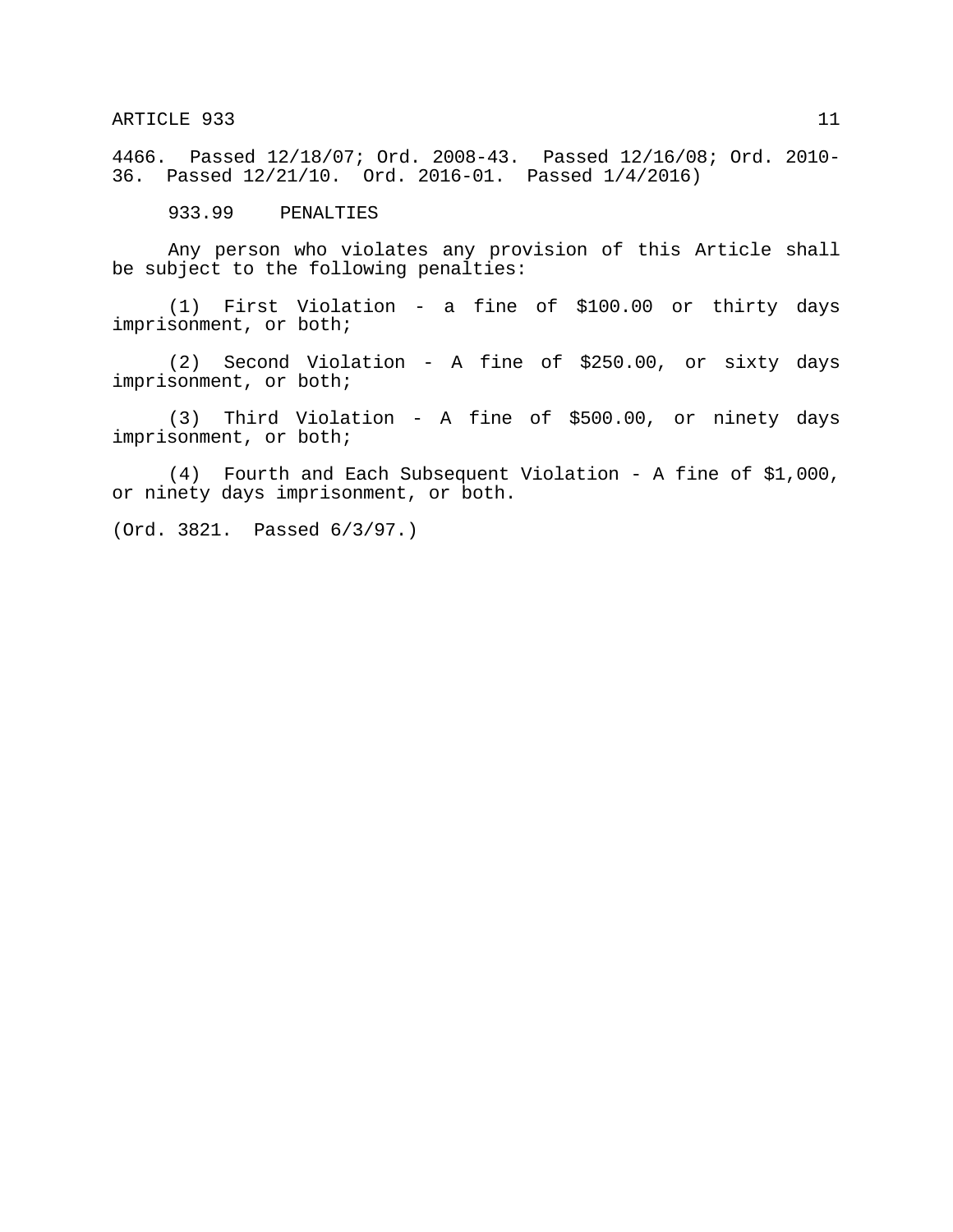4466. Passed 12/18/07; Ord. 2008-43. Passed 12/16/08; Ord. 2010-36. Passed 12/21/10. Ord. 2016-01. Passed 1/4/2016)

933.99 PENALTIES

Any person who violates any provision of this Article shall be subject to the following penalties:

(1) First Violation - a fine of $100.00 or thirty days imprisonment, or both;

(2) Second Violation - A fine of $250.00, or sixty days imprisonment, or both;

(3) Third Violation - A fine of $500.00, or ninety days imprisonment, or both;

(4) Fourth and Each Subsequent Violation - A fine of $1,000, or ninety days imprisonment, or both.

(Ord. 3821. Passed 6/3/97.)